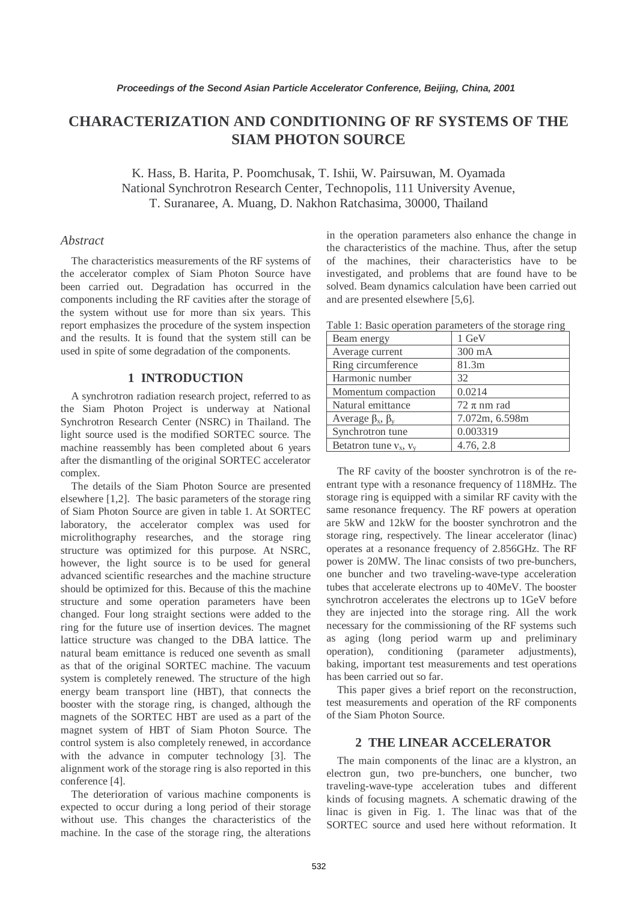# CHARACTERIZATION AND CONDITIONING OF RF SYSTEMS OF THE SIAM PHOTON SOURCE

K. Hass, B. Harita, P. Poomchusak, T. Ishii, W. Pairsuwan, M. Oyamada
National Synchrotron Research Center, Technopolis, 111 University Avenue,
T. Suranaree, A. Muang, D. Nakhon Ratchasima, 30000, Thailand

## *Abstract*

The characteristics measurements of the RF systems of the accelerator complex of Siam Photon Source have been carried out. Degradation has occurred in the components including the RF cavities after the storage of the system without use for more than six years. This report emphasizes the procedure of the system inspection and the results. It is found that the system still can be used in spite of some degradation of the components.

## 1 INTRODUCTION

A synchrotron radiation research project, referred to as the Siam Photon Project is underway at National Synchrotron Research Center (NSRC) in Thailand. The light source used is the modified SORTEC source. The machine reassembly has been completed about 6 years after the dismantling of the original SORTEC accelerator complex.

The details of the Siam Photon Source are presented elsewhere [1,2]. The basic parameters of the storage ring of Siam Photon Source are given in table 1. At SORTEC laboratory, the accelerator complex was used for microlithography researches, and the storage ring structure was optimized for this purpose. At NSRC, however, the light source is to be used for general advanced scientific researches and the machine structure should be optimized for this. Because of this the machine structure and some operation parameters have been changed. Four long straight sections were added to the ring for the future use of insertion devices. The magnet lattice structure was changed to the DBA lattice. The natural beam emittance is reduced one seventh as small as that of the original SORTEC machine. The vacuum system is completely renewed. The structure of the high energy beam transport line (HBT), that connects the booster with the storage ring, is changed, although the magnets of the SORTEC HBT are used as a part of the magnet system of HBT of Siam Photon Source. The control system is also completely renewed, in accordance with the advance in computer technology [3]. The alignment work of the storage ring is also reported in this conference [4].

The deterioration of various machine components is expected to occur during a long period of their storage without use. This changes the characteristics of the machine. In the case of the storage ring, the alterations in the operation parameters also enhance the change in the characteristics of the machine. Thus, after the setup of the machines, their characteristics have to be investigated, and problems that are found have to be solved. Beam dynamics calculation have been carried out and are presented elsewhere [5,6].

Table 1: Basic operation parameters of the storage ring

| | |
|---|---|
| Beam energy | 1 GeV |
| Average current | 300 mA |
| Ring circumference | 81.3m |
| Harmonic number | 32 |
| Momentum compaction | 0.0214 |
| Natural emittance | 72 $\pi$ nm rad |
| Average $\beta_x$, $\beta_y$ | 7.072m, 6.598m |
| Synchrotron tune | 0.003319 |
| Betatron tune $\nu_x$, $\nu_y$ | 4.76, 2.8 |

The RF cavity of the booster synchrotron is of the re-entrant type with a resonance frequency of 118MHz. The storage ring is equipped with a similar RF cavity with the same resonance frequency. The RF powers at operation are 5kW and 12kW for the booster synchrotron and the storage ring, respectively. The linear accelerator (linac) operates at a resonance frequency of 2.856GHz. The RF power is 20MW. The linac consists of two pre-bunchers, one buncher and two traveling-wave-type acceleration tubes that accelerate electrons up to 40MeV. The booster synchrotron accelerates the electrons up to 1GeV before they are injected into the storage ring. All the work necessary for the commissioning of the RF systems such as aging (long period warm up and preliminary operation), conditioning (parameter adjustments), baking, important test measurements and test operations has been carried out so far.

This paper gives a brief report on the reconstruction, test measurements and operation of the RF components of the Siam Photon Source.

## 2 THE LINEAR ACCELERATOR

The main components of the linac are a klystron, an electron gun, two pre-bunchers, one buncher, two traveling-wave-type acceleration tubes and different kinds of focusing magnets. A schematic drawing of the linac is given in Fig. 1. The linac was that of the SORTEC source and used here without reformation. It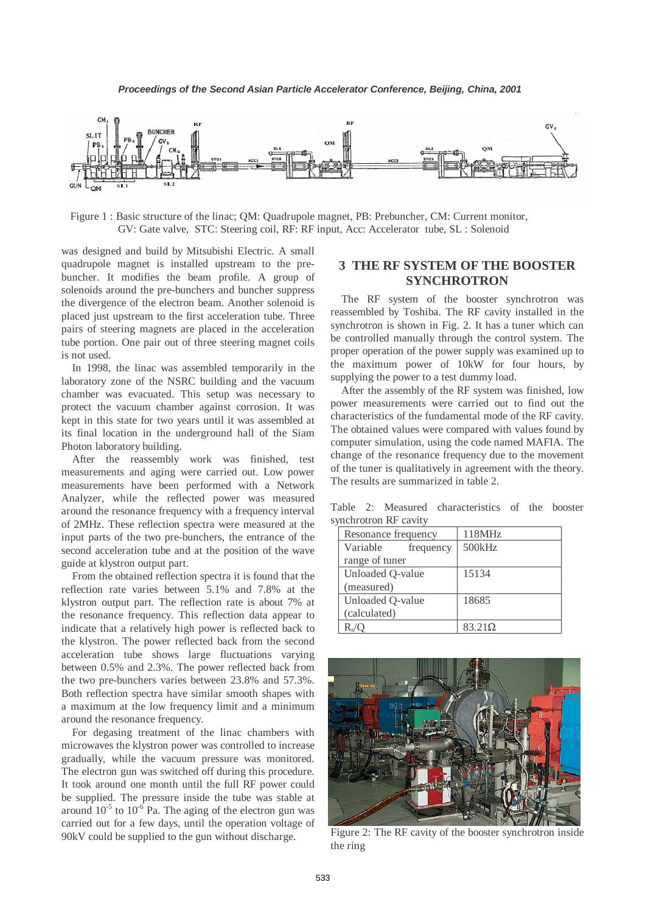Figure 1 : Basic structure of the linac; QM: Quadrupole magnet, PB: Prebuncher, CM: Current monitor, GV: Gate valve, STC: Steering coil, RF: RF input, Acc: Accelerator tube, SL : Solenoid

was designed and build by Mitsubishi Electric. A small quadrupole magnet is installed upstream to the pre-buncher. It modifies the beam profile. A group of solenoids around the pre-bunchers and buncher suppress the divergence of the electron beam. Another solenoid is placed just upstream to the first acceleration tube. Three pairs of steering magnets are placed in the acceleration tube portion. One pair out of three steering magnet coils is not used.

In 1998, the linac was assembled temporarily in the laboratory zone of the NSRC building and the vacuum chamber was evacuated. This setup was necessary to protect the vacuum chamber against corrosion. It was kept in this state for two years until it was assembled at its final location in the underground hall of the Siam Photon laboratory building.

After the reassembly work was finished, test measurements and aging were carried out. Low power measurements have been performed with a Network Analyzer, while the reflected power was measured around the resonance frequency with a frequency interval of 2MHz. These reflection spectra were measured at the input parts of the two pre-bunchers, the entrance of the second acceleration tube and at the position of the wave guide at klystron output part.

From the obtained reflection spectra it is found that the reflection rate varies between 5.1% and 7.8% at the klystron output part. The reflection rate is about 7% at the resonance frequency. This reflection data appear to indicate that a relatively high power is reflected back to the klystron. The power reflected back from the second acceleration tube shows large fluctuations varying between 0.5% and 2.3%. The power reflected back from the two pre-bunchers varies between 23.8% and 57.3%. Both reflection spectra have similar smooth shapes with a maximum at the low frequency limit and a minimum around the resonance frequency.

For degasing treatment of the linac chambers with microwaves the klystron power was controlled to increase gradually, while the vacuum pressure was monitored. The electron gun was switched off during this procedure. It took around one month until the full RF power could be supplied. The pressure inside the tube was stable at around $10^{-5}$ to $10^{-6}$ Pa. The aging of the electron gun was carried out for a few days, until the operation voltage of 90kV could be supplied to the gun without discharge.

## 3 THE RF SYSTEM OF THE BOOSTER SYNCHROTRON

The RF system of the booster synchrotron was reassembled by Toshiba. The RF cavity installed in the synchrotron is shown in Fig. 2. It has a tuner which can be controlled manually through the control system. The proper operation of the power supply was examined up to the maximum power of 10kW for four hours, by supplying the power to a test dummy load.

After the assembly of the RF system was finished, low power measurements were carried out to find out the characteristics of the fundamental mode of the RF cavity. The obtained values were compared with values found by computer simulation, using the code named MAFIA. The change of the resonance frequency due to the movement of the tuner is qualitatively in agreement with the theory. The results are summarized in table 2.

Table 2: Measured characteristics of the booster synchrotron RF cavity

| Resonance frequency | 118MHz |
|---|---|
| Variable frequency range of tuner | 500kHz |
| Unloaded Q-value (measured) | 15134 |
| Unloaded Q-value (calculated) | 18685 |
| $R_s/Q$ | 83.21Ω |

Figure 2: The RF cavity of the booster synchrotron inside the ring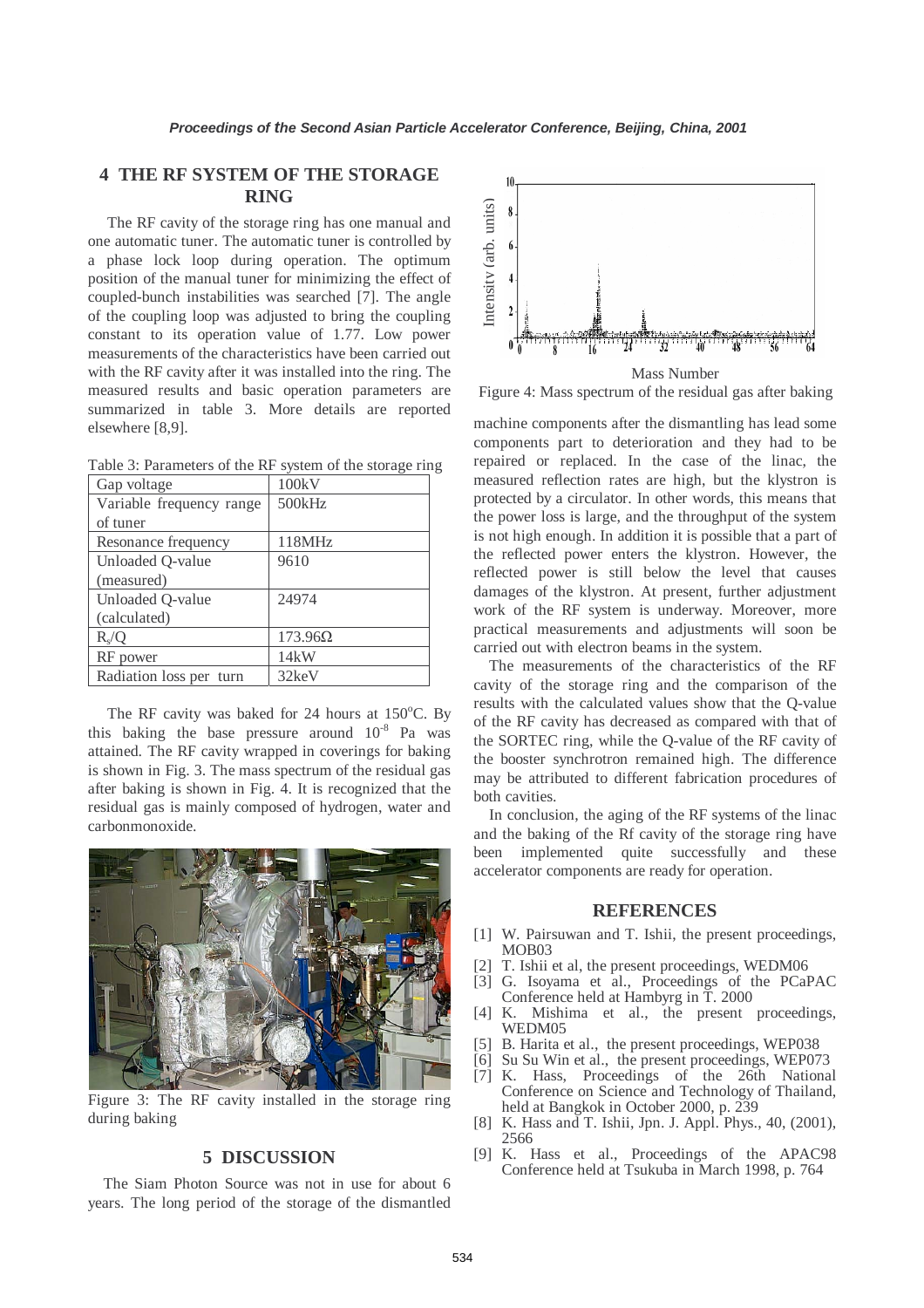## 4 THE RF SYSTEM OF THE STORAGE RING

The RF cavity of the storage ring has one manual and one automatic tuner. The automatic tuner is controlled by a phase lock loop during operation. The optimum position of the manual tuner for minimizing the effect of coupled-bunch instabilities was searched [7]. The angle of the coupling loop was adjusted to bring the coupling constant to its operation value of 1.77. Low power measurements of the characteristics have been carried out with the RF cavity after it was installed into the ring. The measured results and basic operation parameters are summarized in table 3. More details are reported elsewhere [8,9].

Table 3: Parameters of the RF system of the storage ring

| | |
|---|---|
| Gap voltage | 100kV |
| Variable frequency range of tuner | 500kHz |
| Resonance frequency | 118MHz |
| Unloaded Q-value (measured) | 9610 |
| Unloaded Q-value (calculated) | 24974 |
| $R_s/Q$ | 173.96Ω |
| RF power | 14kW |
| Radiation loss per turn | 32keV |

The RF cavity was baked for 24 hours at 150°C. By this baking the base pressure around $10^{-8}$ Pa was attained. The RF cavity wrapped in coverings for baking is shown in Fig. 3. The mass spectrum of the residual gas after baking is shown in Fig. 4. It is recognized that the residual gas is mainly composed of hydrogen, water and carbonmonoxide.

Figure 3: The RF cavity installed in the storage ring during baking

Intensity (arb. units)
10
8
6
4
2
0
0 8 16 24 32 40 48 56 64
Mass Number

Figure 4: Mass spectrum of the residual gas after baking

## 5 DISCUSSION

The Siam Photon Source was not in use for about 6 years. The long period of the storage of the dismantled machine components after the dismantling has lead some components part to deterioration and they had to be repaired or replaced. In the case of the linac, the measured reflection rates are high, but the klystron is protected by a circulator. In other words, this means that the power loss is large, and the throughput of the system is not high enough. In addition it is possible that a part of the reflected power enters the klystron. However, the reflected power is still below the level that causes damages of the klystron. At present, further adjustment work of the RF system is underway. Moreover, more practical measurements and adjustments will soon be carried out with electron beams in the system.

The measurements of the characteristics of the RF cavity of the storage ring and the comparison of the results with the calculated values show that the Q-value of the RF cavity has decreased as compared with that of the SORTEC ring, while the Q-value of the RF cavity of the booster synchrotron remained high. The difference may be attributed to different fabrication procedures of both cavities.

In conclusion, the aging of the RF systems of the linac and the baking of the Rf cavity of the storage ring have been implemented quite successfully and these accelerator components are ready for operation.

## REFERENCES

[1] W. Pairsuwan and T. Ishii, the present proceedings, MOB03

[2] T. Ishii et al, the present proceedings, WEDM06

[3] G. Isoyama et al., Proceedings of the PCaPAC Conference held at Hambyrg in T. 2000

[4] K. Mishima et al., the present proceedings, WEDM05

[5] B. Harita et al., the present proceedings, WEP038

[6] Su Su Win et al., the present proceedings, WEP073

[7] K. Hass, Proceedings of the 26th National Conference on Science and Technology of Thailand, held at Bangkok in October 2000, p. 239

[8] K. Hass and T. Ishii, Jpn. J. Appl. Phys., 40, (2001), 2566

[9] K. Hass et al., Proceedings of the APAC98 Conference held at Tsukuba in March 1998, p. 764